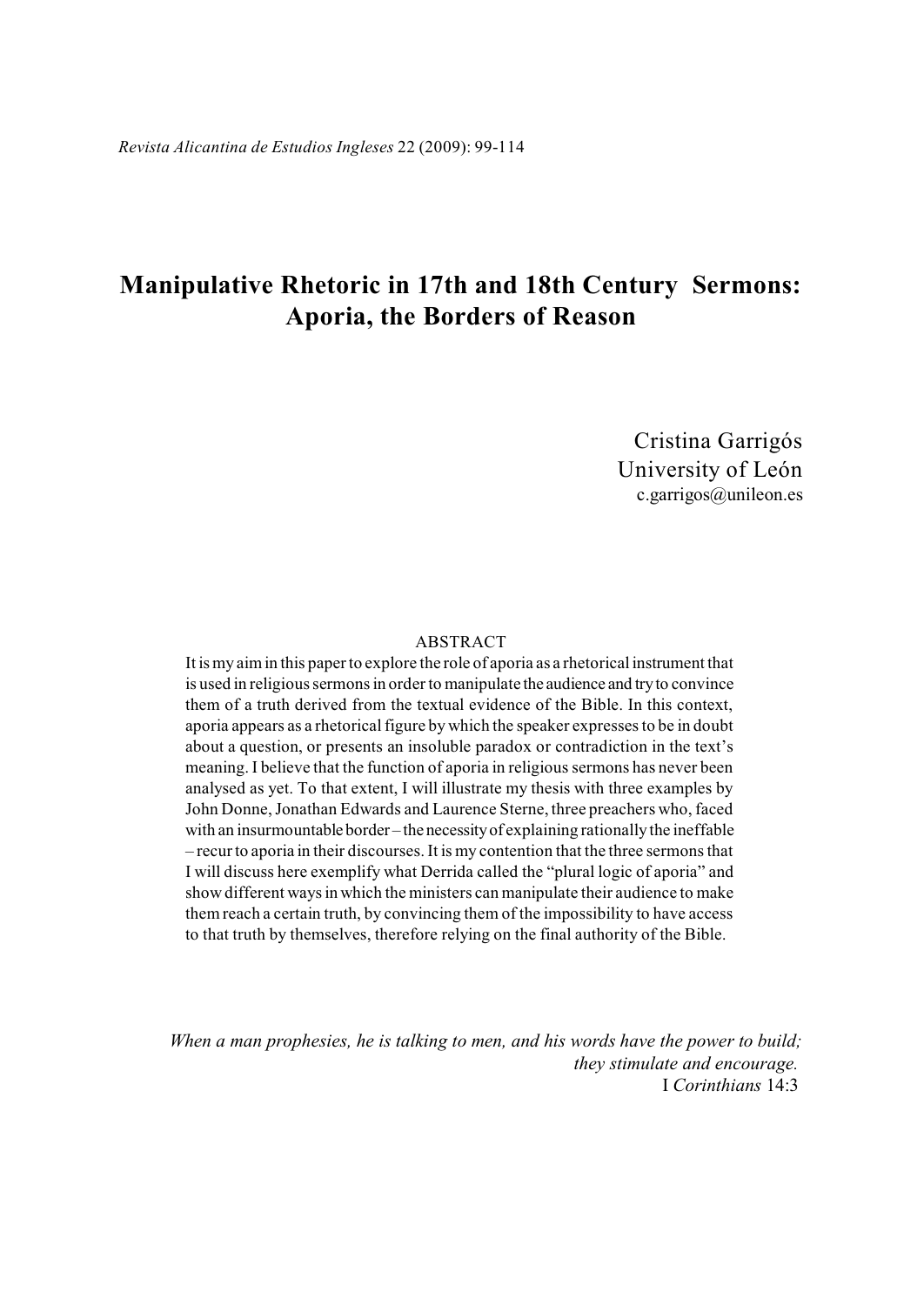# Manipulative Rhetoric in 17th and 18th Century Sermons: Aporia, the Borders of Reason

Cristina Garrigós
University of León
c.garrigos@unileon.es

## ABSTRACT

It is my aim in this paper to explore the role of aporia as a rhetorical instrument that is used in religious sermons in order to manipulate the audience and try to convince them of a truth derived from the textual evidence of the Bible. In this context, aporia appears as a rhetorical figure by which the speaker expresses to be in doubt about a question, or presents an insoluble paradox or contradiction in the text's meaning. I believe that the function of aporia in religious sermons has never been analysed as yet. To that extent, I will illustrate my thesis with three examples by John Donne, Jonathan Edwards and Laurence Sterne, three preachers who, faced with an insurmountable border – the necessity of explaining rationally the ineffable – recur to aporia in their discourses. It is my contention that the three sermons that I will discuss here exemplify what Derrida called the "plural logic of aporia" and show different ways in which the ministers can manipulate their audience to make them reach a certain truth, by convincing them of the impossibility to have access to that truth by themselves, therefore relying on the final authority of the Bible.

*When a man prophesies, he is talking to men, and his words have the power to build; they stimulate and encourage.*
I *Corinthians* 14:3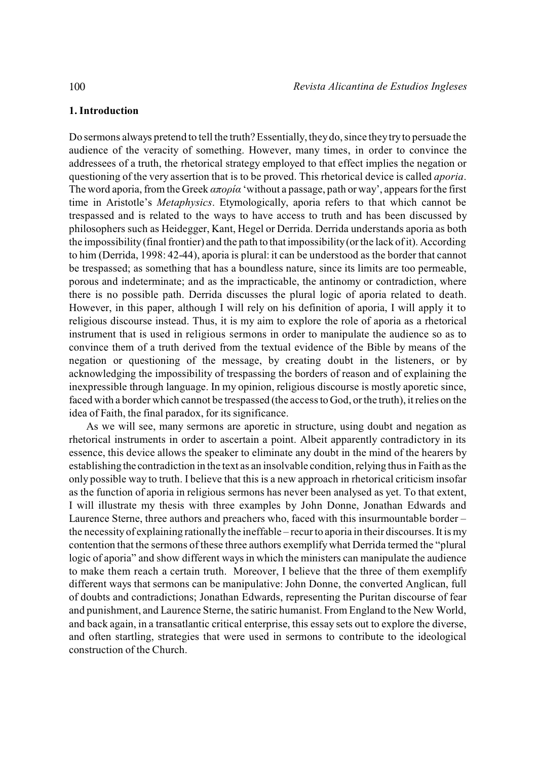## 1. Introduction

Do sermons always pretend to tell the truth? Essentially, they do, since they try to persuade the audience of the veracity of something. However, many times, in order to convince the addressees of a truth, the rhetorical strategy employed to that effect implies the negation or questioning of the very assertion that is to be proved. This rhetorical device is called *aporia*. The word aporia, from the Greek *απορία* 'without a passage, path or way', appears for the first time in Aristotle's *Metaphysics*. Etymologically, aporia refers to that which cannot be trespassed and is related to the ways to have access to truth and has been discussed by philosophers such as Heidegger, Kant, Hegel or Derrida. Derrida understands aporia as both the impossibility (final frontier) and the path to that impossibility (or the lack of it). According to him (Derrida, 1998: 42-44), aporia is plural: it can be understood as the border that cannot be trespassed; as something that has a boundless nature, since its limits are too permeable, porous and indeterminate; and as the impracticable, the antinomy or contradiction, where there is no possible path. Derrida discusses the plural logic of aporia related to death. However, in this paper, although I will rely on his definition of aporia, I will apply it to religious discourse instead. Thus, it is my aim to explore the role of aporia as a rhetorical instrument that is used in religious sermons in order to manipulate the audience so as to convince them of a truth derived from the textual evidence of the Bible by means of the negation or questioning of the message, by creating doubt in the listeners, or by acknowledging the impossibility of trespassing the borders of reason and of explaining the inexpressible through language. In my opinion, religious discourse is mostly aporetic since, faced with a border which cannot be trespassed (the access to God, or the truth), it relies on the idea of Faith, the final paradox, for its significance.

As we will see, many sermons are aporetic in structure, using doubt and negation as rhetorical instruments in order to ascertain a point. Albeit apparently contradictory in its essence, this device allows the speaker to eliminate any doubt in the mind of the hearers by establishing the contradiction in the text as an insolvable condition, relying thus in Faith as the only possible way to truth. I believe that this is a new approach in rhetorical criticism insofar as the function of aporia in religious sermons has never been analysed as yet. To that extent, I will illustrate my thesis with three examples by John Donne, Jonathan Edwards and Laurence Sterne, three authors and preachers who, faced with this insurmountable border – the necessity of explaining rationally the ineffable – recur to aporia in their discourses. It is my contention that the sermons of these three authors exemplify what Derrida termed the "plural logic of aporia" and show different ways in which the ministers can manipulate the audience to make them reach a certain truth. Moreover, I believe that the three of them exemplify different ways that sermons can be manipulative: John Donne, the converted Anglican, full of doubts and contradictions; Jonathan Edwards, representing the Puritan discourse of fear and punishment, and Laurence Sterne, the satiric humanist. From England to the New World, and back again, in a transatlantic critical enterprise, this essay sets out to explore the diverse, and often startling, strategies that were used in sermons to contribute to the ideological construction of the Church.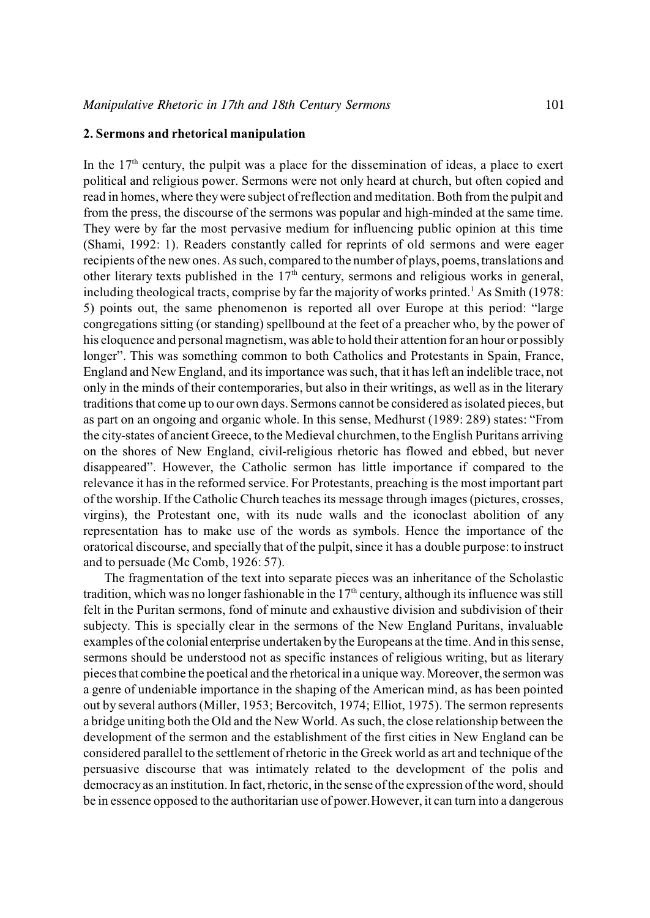## 2. Sermons and rhetorical manipulation

In the 17th century, the pulpit was a place for the dissemination of ideas, a place to exert political and religious power. Sermons were not only heard at church, but often copied and read in homes, where they were subject of reflection and meditation. Both from the pulpit and from the press, the discourse of the sermons was popular and high-minded at the same time. They were by far the most pervasive medium for influencing public opinion at this time (Shami, 1992: 1). Readers constantly called for reprints of old sermons and were eager recipients of the new ones. As such, compared to the number of plays, poems, translations and other literary texts published in the 17th century, sermons and religious works in general, including theological tracts, comprise by far the majority of works printed.[1] As Smith (1978: 5) points out, the same phenomenon is reported all over Europe at this period: "large congregations sitting (or standing) spellbound at the feet of a preacher who, by the power of his eloquence and personal magnetism, was able to hold their attention for an hour or possibly longer". This was something common to both Catholics and Protestants in Spain, France, England and New England, and its importance was such, that it has left an indelible trace, not only in the minds of their contemporaries, but also in their writings, as well as in the literary traditions that come up to our own days. Sermons cannot be considered as isolated pieces, but as part on an ongoing and organic whole. In this sense, Medhurst (1989: 289) states: "From the city-states of ancient Greece, to the Medieval churchmen, to the English Puritans arriving on the shores of New England, civil-religious rhetoric has flowed and ebbed, but never disappeared". However, the Catholic sermon has little importance if compared to the relevance it has in the reformed service. For Protestants, preaching is the most important part of the worship. If the Catholic Church teaches its message through images (pictures, crosses, virgins), the Protestant one, with its nude walls and the iconoclast abolition of any representation has to make use of the words as symbols. Hence the importance of the oratorical discourse, and specially that of the pulpit, since it has a double purpose: to instruct and to persuade (Mc Comb, 1926: 57).

The fragmentation of the text into separate pieces was an inheritance of the Scholastic tradition, which was no longer fashionable in the 17th century, although its influence was still felt in the Puritan sermons, fond of minute and exhaustive division and subdivision of their subjecty. This is specially clear in the sermons of the New England Puritans, invaluable examples of the colonial enterprise undertaken by the Europeans at the time. And in this sense, sermons should be understood not as specific instances of religious writing, but as literary pieces that combine the poetical and the rhetorical in a unique way. Moreover, the sermon was a genre of undeniable importance in the shaping of the American mind, as has been pointed out by several authors (Miller, 1953; Bercovitch, 1974; Elliot, 1975). The sermon represents a bridge uniting both the Old and the New World. As such, the close relationship between the development of the sermon and the establishment of the first cities in New England can be considered parallel to the settlement of rhetoric in the Greek world as art and technique of the persuasive discourse that was intimately related to the development of the polis and democracy as an institution. In fact, rhetoric, in the sense of the expression of the word, should be in essence opposed to the authoritarian use of power. However, it can turn into a dangerous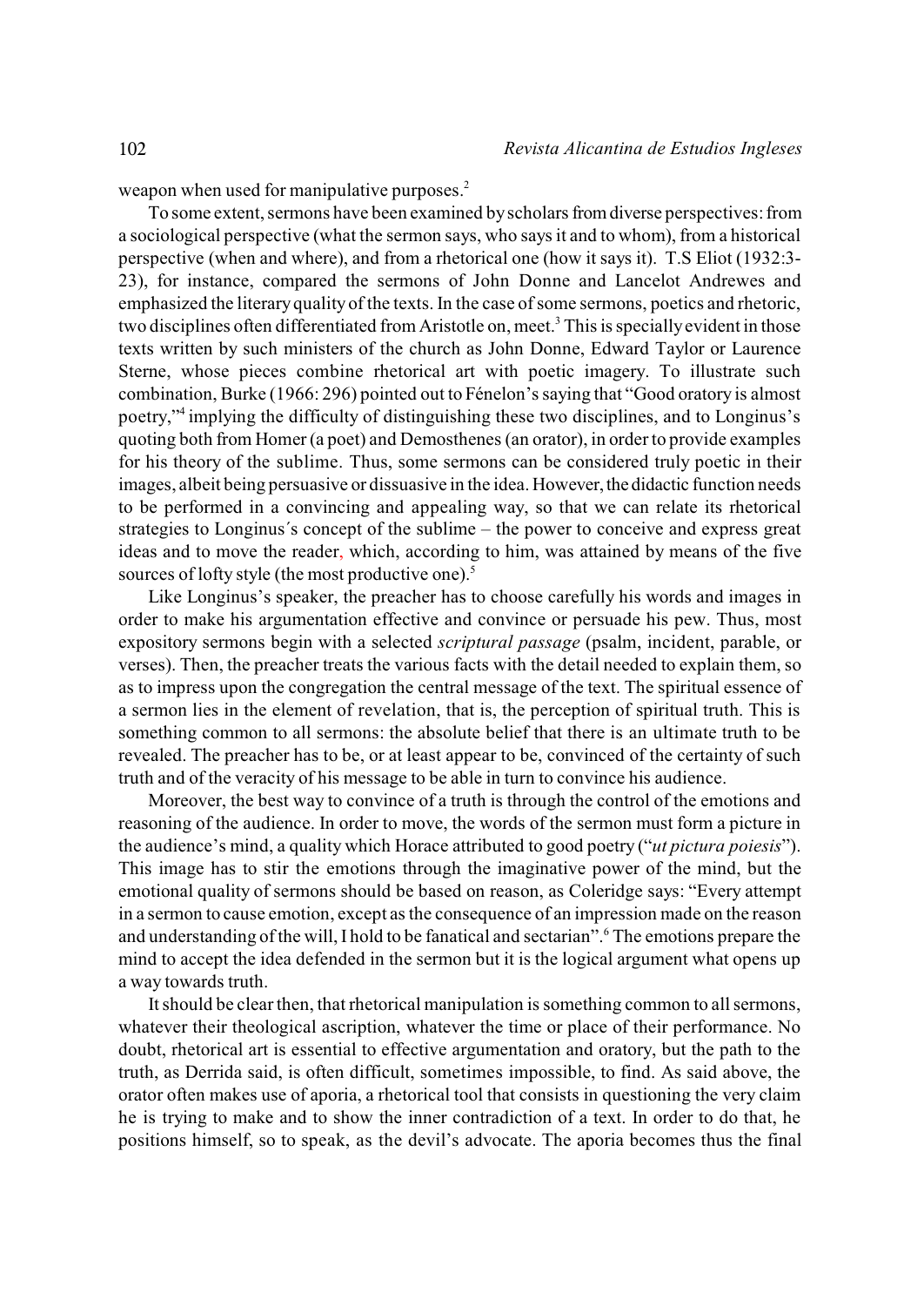weapon when used for manipulative purposes.[2]

To some extent, sermons have been examined by scholars from diverse perspectives: from a sociological perspective (what the sermon says, who says it and to whom), from a historical perspective (when and where), and from a rhetorical one (how it says it). T.S Eliot (1932:3-23), for instance, compared the sermons of John Donne and Lancelot Andrewes and emphasized the literary quality of the texts. In the case of some sermons, poetics and rhetoric, two disciplines often differentiated from Aristotle on, meet.[3] This is specially evident in those texts written by such ministers of the church as John Donne, Edward Taylor or Laurence Sterne, whose pieces combine rhetorical art with poetic imagery. To illustrate such combination, Burke (1966: 296) pointed out to Fénelon's saying that "Good oratory is almost poetry,"[4] implying the difficulty of distinguishing these two disciplines, and to Longinus's quoting both from Homer (a poet) and Demosthenes (an orator), in order to provide examples for his theory of the sublime. Thus, some sermons can be considered truly poetic in their images, albeit being persuasive or dissuasive in the idea. However, the didactic function needs to be performed in a convincing and appealing way, so that we can relate its rhetorical strategies to Longinus´s concept of the sublime – the power to conceive and express great ideas and to move the reader, which, according to him, was attained by means of the five sources of lofty style (the most productive one).[5]

Like Longinus's speaker, the preacher has to choose carefully his words and images in order to make his argumentation effective and convince or persuade his pew. Thus, most expository sermons begin with a selected *scriptural passage* (psalm, incident, parable, or verses). Then, the preacher treats the various facts with the detail needed to explain them, so as to impress upon the congregation the central message of the text. The spiritual essence of a sermon lies in the element of revelation, that is, the perception of spiritual truth. This is something common to all sermons: the absolute belief that there is an ultimate truth to be revealed. The preacher has to be, or at least appear to be, convinced of the certainty of such truth and of the veracity of his message to be able in turn to convince his audience.

Moreover, the best way to convince of a truth is through the control of the emotions and reasoning of the audience. In order to move, the words of the sermon must form a picture in the audience's mind, a quality which Horace attributed to good poetry ("*ut pictura poiesis*"). This image has to stir the emotions through the imaginative power of the mind, but the emotional quality of sermons should be based on reason, as Coleridge says: "Every attempt in a sermon to cause emotion, except as the consequence of an impression made on the reason and understanding of the will, I hold to be fanatical and sectarian".[6] The emotions prepare the mind to accept the idea defended in the sermon but it is the logical argument what opens up a way towards truth.

It should be clear then, that rhetorical manipulation is something common to all sermons, whatever their theological ascription, whatever the time or place of their performance. No doubt, rhetorical art is essential to effective argumentation and oratory, but the path to the truth, as Derrida said, is often difficult, sometimes impossible, to find. As said above, the orator often makes use of aporia, a rhetorical tool that consists in questioning the very claim he is trying to make and to show the inner contradiction of a text. In order to do that, he positions himself, so to speak, as the devil's advocate. The aporia becomes thus the final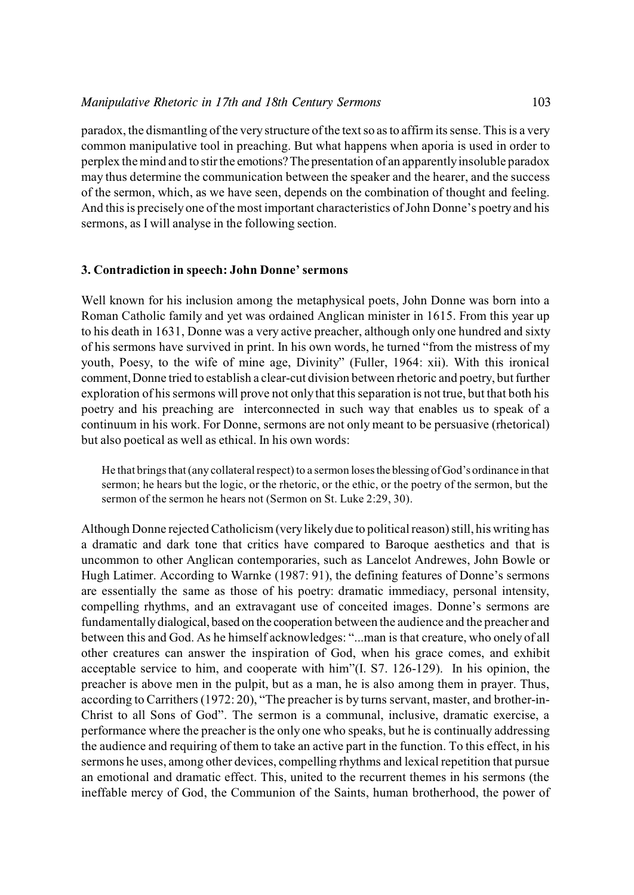paradox, the dismantling of the very structure of the text so as to affirm its sense. This is a very common manipulative tool in preaching. But what happens when aporia is used in order to perplex the mind and to stir the emotions? The presentation of an apparently insoluble paradox may thus determine the communication between the speaker and the hearer, and the success of the sermon, which, as we have seen, depends on the combination of thought and feeling. And this is precisely one of the most important characteristics of John Donne's poetry and his sermons, as I will analyse in the following section.

### 3. Contradiction in speech: John Donne' sermons

Well known for his inclusion among the metaphysical poets, John Donne was born into a Roman Catholic family and yet was ordained Anglican minister in 1615. From this year up to his death in 1631, Donne was a very active preacher, although only one hundred and sixty of his sermons have survived in print. In his own words, he turned "from the mistress of my youth, Poesy, to the wife of mine age, Divinity" (Fuller, 1964: xii). With this ironical comment, Donne tried to establish a clear-cut division between rhetoric and poetry, but further exploration of his sermons will prove not only that this separation is not true, but that both his poetry and his preaching are interconnected in such way that enables us to speak of a continuum in his work. For Donne, sermons are not only meant to be persuasive (rhetorical) but also poetical as well as ethical. In his own words:

> He that brings that (any collateral respect) to a sermon loses the blessing of God's ordinance in that sermon; he hears but the logic, or the rhetoric, or the ethic, or the poetry of the sermon, but the sermon of the sermon he hears not (Sermon on St. Luke 2:29, 30).

Although Donne rejected Catholicism (very likely due to political reason) still, his writing has a dramatic and dark tone that critics have compared to Baroque aesthetics and that is uncommon to other Anglican contemporaries, such as Lancelot Andrewes, John Bowle or Hugh Latimer. According to Warnke (1987: 91), the defining features of Donne's sermons are essentially the same as those of his poetry: dramatic immediacy, personal intensity, compelling rhythms, and an extravagant use of conceited images. Donne's sermons are fundamentally dialogical, based on the cooperation between the audience and the preacher and between this and God. As he himself acknowledges: "...man is that creature, who onely of all other creatures can answer the inspiration of God, when his grace comes, and exhibit acceptable service to him, and cooperate with him"(I. S7. 126-129). In his opinion, the preacher is above men in the pulpit, but as a man, he is also among them in prayer. Thus, according to Carrithers (1972: 20), "The preacher is by turns servant, master, and brother-in-Christ to all Sons of God". The sermon is a communal, inclusive, dramatic exercise, a performance where the preacher is the only one who speaks, but he is continually addressing the audience and requiring of them to take an active part in the function. To this effect, in his sermons he uses, among other devices, compelling rhythms and lexical repetition that pursue an emotional and dramatic effect. This, united to the recurrent themes in his sermons (the ineffable mercy of God, the Communion of the Saints, human brotherhood, the power of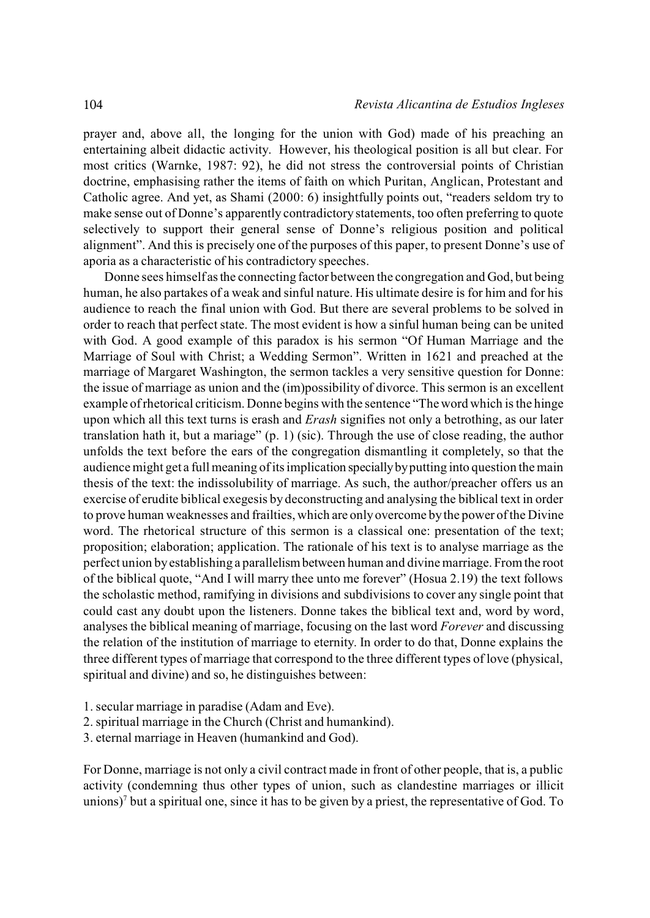prayer and, above all, the longing for the union with God) made of his preaching an entertaining albeit didactic activity. However, his theological position is all but clear. For most critics (Warnke, 1987: 92), he did not stress the controversial points of Christian doctrine, emphasising rather the items of faith on which Puritan, Anglican, Protestant and Catholic agree. And yet, as Shami (2000: 6) insightfully points out, "readers seldom try to make sense out of Donne's apparently contradictory statements, too often preferring to quote selectively to support their general sense of Donne's religious position and political alignment". And this is precisely one of the purposes of this paper, to present Donne's use of aporia as a characteristic of his contradictory speeches.

Donne sees himself as the connecting factor between the congregation and God, but being human, he also partakes of a weak and sinful nature. His ultimate desire is for him and for his audience to reach the final union with God. But there are several problems to be solved in order to reach that perfect state. The most evident is how a sinful human being can be united with God. A good example of this paradox is his sermon "Of Human Marriage and the Marriage of Soul with Christ; a Wedding Sermon". Written in 1621 and preached at the marriage of Margaret Washington, the sermon tackles a very sensitive question for Donne: the issue of marriage as union and the (im)possibility of divorce. This sermon is an excellent example of rhetorical criticism. Donne begins with the sentence "The word which is the hinge upon which all this text turns is erash and *Erash* signifies not only a betrothing, as our later translation hath it, but a mariage" (p. 1) (sic). Through the use of close reading, the author unfolds the text before the ears of the congregation dismantling it completely, so that the audience might get a full meaning of its implication specially by putting into question the main thesis of the text: the indissolubility of marriage. As such, the author/preacher offers us an exercise of erudite biblical exegesis by deconstructing and analysing the biblical text in order to prove human weaknesses and frailties, which are only overcome by the power of the Divine word. The rhetorical structure of this sermon is a classical one: presentation of the text; proposition; elaboration; application. The rationale of his text is to analyse marriage as the perfect union by establishing a parallelism between human and divine marriage. From the root of the biblical quote, "And I will marry thee unto me forever" (Hosua 2.19) the text follows the scholastic method, ramifying in divisions and subdivisions to cover any single point that could cast any doubt upon the listeners. Donne takes the biblical text and, word by word, analyses the biblical meaning of marriage, focusing on the last word *Forever* and discussing the relation of the institution of marriage to eternity. In order to do that, Donne explains the three different types of marriage that correspond to the three different types of love (physical, spiritual and divine) and so, he distinguishes between:

1. secular marriage in paradise (Adam and Eve).
2. spiritual marriage in the Church (Christ and humankind).
3. eternal marriage in Heaven (humankind and God).

For Donne, marriage is not only a civil contract made in front of other people, that is, a public activity (condemning thus other types of union, such as clandestine marriages or illicit unions)[7] but a spiritual one, since it has to be given by a priest, the representative of God. To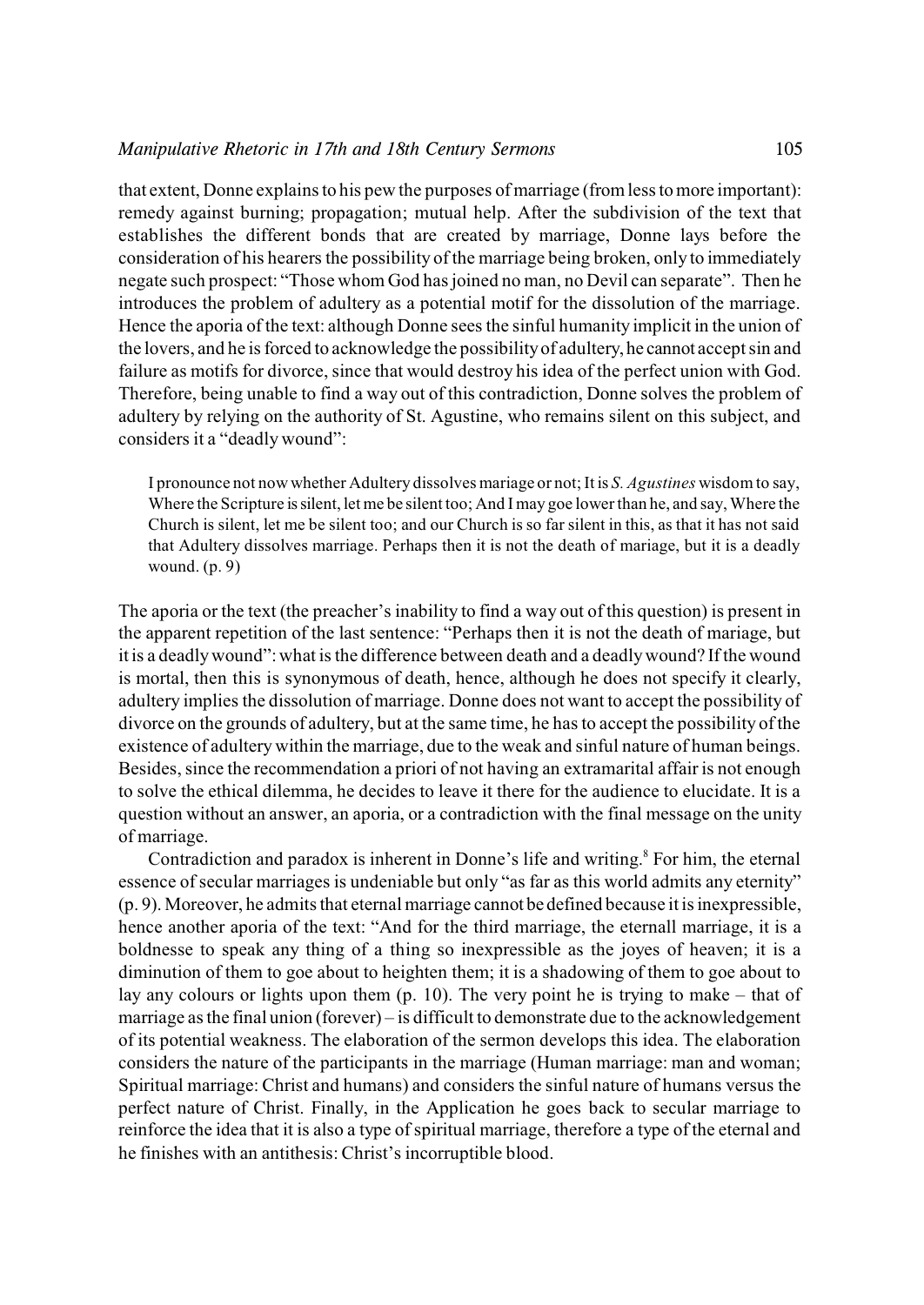that extent, Donne explains to his pew the purposes of marriage (from less to more important): remedy against burning; propagation; mutual help. After the subdivision of the text that establishes the different bonds that are created by marriage, Donne lays before the consideration of his hearers the possibility of the marriage being broken, only to immediately negate such prospect: "Those whom God has joined no man, no Devil can separate". Then he introduces the problem of adultery as a potential motif for the dissolution of the marriage. Hence the aporia of the text: although Donne sees the sinful humanity implicit in the union of the lovers, and he is forced to acknowledge the possibility of adultery, he cannot accept sin and failure as motifs for divorce, since that would destroy his idea of the perfect union with God. Therefore, being unable to find a way out of this contradiction, Donne solves the problem of adultery by relying on the authority of St. Agustine, who remains silent on this subject, and considers it a "deadly wound":

> I pronounce not now whether Adultery dissolves mariage or not; It is *S. Agustines* wisdom to say, Where the Scripture is silent, let me be silent too; And I may goe lower than he, and say, Where the Church is silent, let me be silent too; and our Church is so far silent in this, as that it has not said that Adultery dissolves marriage. Perhaps then it is not the death of mariage, but it is a deadly wound. (p. 9)

The aporia or the text (the preacher's inability to find a way out of this question) is present in the apparent repetition of the last sentence: "Perhaps then it is not the death of mariage, but it is a deadly wound": what is the difference between death and a deadly wound? If the wound is mortal, then this is synonymous of death, hence, although he does not specify it clearly, adultery implies the dissolution of marriage. Donne does not want to accept the possibility of divorce on the grounds of adultery, but at the same time, he has to accept the possibility of the existence of adultery within the marriage, due to the weak and sinful nature of human beings. Besides, since the recommendation a priori of not having an extramarital affair is not enough to solve the ethical dilemma, he decides to leave it there for the audience to elucidate. It is a question without an answer, an aporia, or a contradiction with the final message on the unity of marriage.

Contradiction and paradox is inherent in Donne's life and writing.[8] For him, the eternal essence of secular marriages is undeniable but only "as far as this world admits any eternity" (p. 9). Moreover, he admits that eternal marriage cannot be defined because it is inexpressible, hence another aporia of the text: "And for the third marriage, the eternall marriage, it is a boldnesse to speak any thing of a thing so inexpressible as the joyes of heaven; it is a diminution of them to goe about to heighten them; it is a shadowing of them to goe about to lay any colours or lights upon them (p. 10). The very point he is trying to make – that of marriage as the final union (forever) – is difficult to demonstrate due to the acknowledgement of its potential weakness. The elaboration of the sermon develops this idea. The elaboration considers the nature of the participants in the marriage (Human marriage: man and woman; Spiritual marriage: Christ and humans) and considers the sinful nature of humans versus the perfect nature of Christ. Finally, in the Application he goes back to secular marriage to reinforce the idea that it is also a type of spiritual marriage, therefore a type of the eternal and he finishes with an antithesis: Christ's incorruptible blood.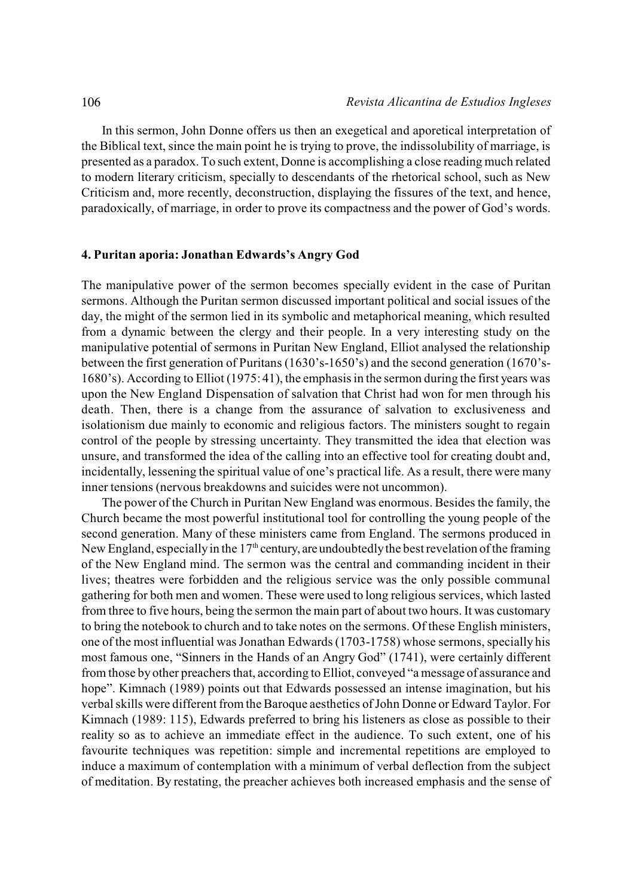In this sermon, John Donne offers us then an exegetical and aporetical interpretation of the Biblical text, since the main point he is trying to prove, the indissolubility of marriage, is presented as a paradox. To such extent, Donne is accomplishing a close reading much related to modern literary criticism, specially to descendants of the rhetorical school, such as New Criticism and, more recently, deconstruction, displaying the fissures of the text, and hence, paradoxically, of marriage, in order to prove its compactness and the power of God's words.

### 4. Puritan aporia: Jonathan Edwards's Angry God

The manipulative power of the sermon becomes specially evident in the case of Puritan sermons. Although the Puritan sermon discussed important political and social issues of the day, the might of the sermon lied in its symbolic and metaphorical meaning, which resulted from a dynamic between the clergy and their people. In a very interesting study on the manipulative potential of sermons in Puritan New England, Elliot analysed the relationship between the first generation of Puritans (1630's-1650's) and the second generation (1670's-1680's). According to Elliot (1975: 41), the emphasis in the sermon during the first years was upon the New England Dispensation of salvation that Christ had won for men through his death. Then, there is a change from the assurance of salvation to exclusiveness and isolationism due mainly to economic and religious factors. The ministers sought to regain control of the people by stressing uncertainty. They transmitted the idea that election was unsure, and transformed the idea of the calling into an effective tool for creating doubt and, incidentally, lessening the spiritual value of one's practical life. As a result, there were many inner tensions (nervous breakdowns and suicides were not uncommon).

The power of the Church in Puritan New England was enormous. Besides the family, the Church became the most powerful institutional tool for controlling the young people of the second generation. Many of these ministers came from England. The sermons produced in New England, especially in the 17th century, are undoubtedly the best revelation of the framing of the New England mind. The sermon was the central and commanding incident in their lives; theatres were forbidden and the religious service was the only possible communal gathering for both men and women. These were used to long religious services, which lasted from three to five hours, being the sermon the main part of about two hours. It was customary to bring the notebook to church and to take notes on the sermons. Of these English ministers, one of the most influential was Jonathan Edwards (1703-1758) whose sermons, specially his most famous one, "Sinners in the Hands of an Angry God" (1741), were certainly different from those by other preachers that, according to Elliot, conveyed "a message of assurance and hope". Kimnach (1989) points out that Edwards possessed an intense imagination, but his verbal skills were different from the Baroque aesthetics of John Donne or Edward Taylor. For Kimnach (1989: 115), Edwards preferred to bring his listeners as close as possible to their reality so as to achieve an immediate effect in the audience. To such extent, one of his favourite techniques was repetition: simple and incremental repetitions are employed to induce a maximum of contemplation with a minimum of verbal deflection from the subject of meditation. By restating, the preacher achieves both increased emphasis and the sense of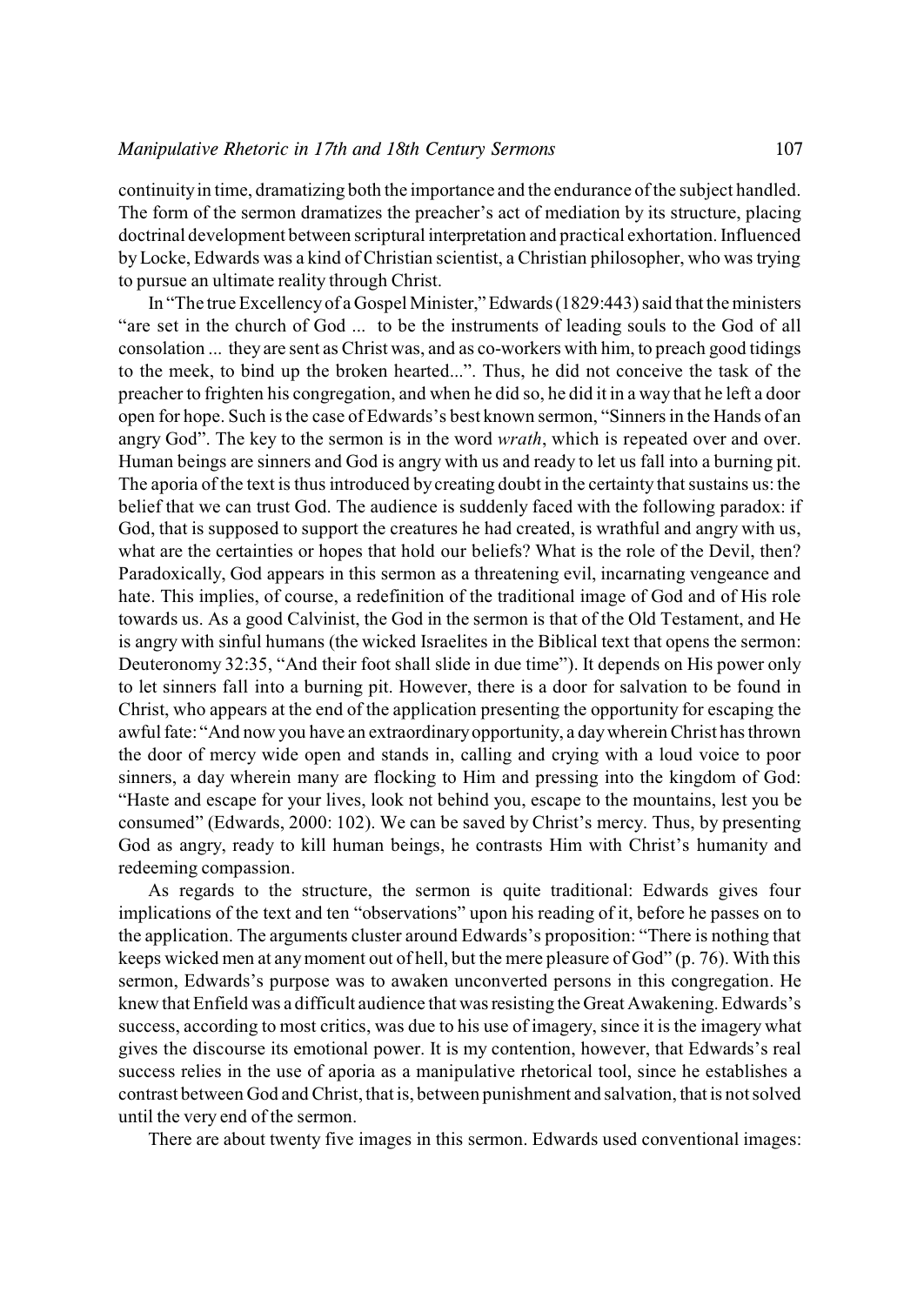continuity in time, dramatizing both the importance and the endurance of the subject handled. The form of the sermon dramatizes the preacher's act of mediation by its structure, placing doctrinal development between scriptural interpretation and practical exhortation. Influenced by Locke, Edwards was a kind of Christian scientist, a Christian philosopher, who was trying to pursue an ultimate reality through Christ.

In "The true Excellency of a Gospel Minister," Edwards (1829:443) said that the ministers "are set in the church of God ... to be the instruments of leading souls to the God of all consolation ... they are sent as Christ was, and as co-workers with him, to preach good tidings to the meek, to bind up the broken hearted...". Thus, he did not conceive the task of the preacher to frighten his congregation, and when he did so, he did it in a way that he left a door open for hope. Such is the case of Edwards's best known sermon, "Sinners in the Hands of an angry God". The key to the sermon is in the word *wrath*, which is repeated over and over. Human beings are sinners and God is angry with us and ready to let us fall into a burning pit. The aporia of the text is thus introduced by creating doubt in the certainty that sustains us: the belief that we can trust God. The audience is suddenly faced with the following paradox: if God, that is supposed to support the creatures he had created, is wrathful and angry with us, what are the certainties or hopes that hold our beliefs? What is the role of the Devil, then? Paradoxically, God appears in this sermon as a threatening evil, incarnating vengeance and hate. This implies, of course, a redefinition of the traditional image of God and of His role towards us. As a good Calvinist, the God in the sermon is that of the Old Testament, and He is angry with sinful humans (the wicked Israelites in the Biblical text that opens the sermon: Deuteronomy 32:35, "And their foot shall slide in due time"). It depends on His power only to let sinners fall into a burning pit. However, there is a door for salvation to be found in Christ, who appears at the end of the application presenting the opportunity for escaping the awful fate: "And now you have an extraordinary opportunity, a day wherein Christ has thrown the door of mercy wide open and stands in, calling and crying with a loud voice to poor sinners, a day wherein many are flocking to Him and pressing into the kingdom of God: "Haste and escape for your lives, look not behind you, escape to the mountains, lest you be consumed" (Edwards, 2000: 102). We can be saved by Christ's mercy. Thus, by presenting God as angry, ready to kill human beings, he contrasts Him with Christ's humanity and redeeming compassion.

As regards to the structure, the sermon is quite traditional: Edwards gives four implications of the text and ten "observations" upon his reading of it, before he passes on to the application. The arguments cluster around Edwards's proposition: "There is nothing that keeps wicked men at any moment out of hell, but the mere pleasure of God" (p. 76). With this sermon, Edwards's purpose was to awaken unconverted persons in this congregation. He knew that Enfield was a difficult audience that was resisting the Great Awakening. Edwards's success, according to most critics, was due to his use of imagery, since it is the imagery what gives the discourse its emotional power. It is my contention, however, that Edwards's real success relies in the use of aporia as a manipulative rhetorical tool, since he establishes a contrast between God and Christ, that is, between punishment and salvation, that is not solved until the very end of the sermon.

There are about twenty five images in this sermon. Edwards used conventional images: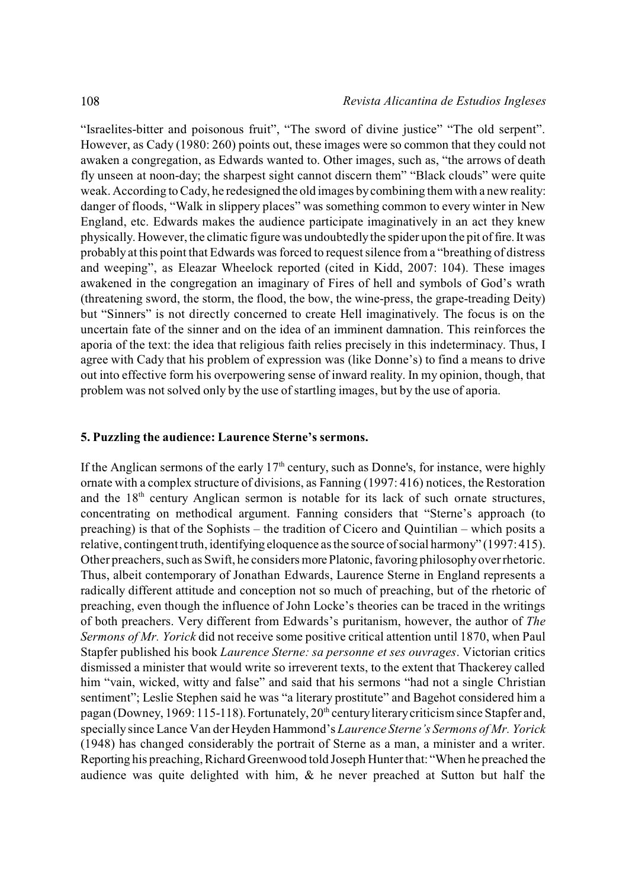"Israelites-bitter and poisonous fruit", "The sword of divine justice" "The old serpent". However, as Cady (1980: 260) points out, these images were so common that they could not awaken a congregation, as Edwards wanted to. Other images, such as, "the arrows of death fly unseen at noon-day; the sharpest sight cannot discern them" "Black clouds" were quite weak. According to Cady, he redesigned the old images by combining them with a new reality: danger of floods, "Walk in slippery places" was something common to every winter in New England, etc. Edwards makes the audience participate imaginatively in an act they knew physically. However, the climatic figure was undoubtedly the spider upon the pit of fire. It was probably at this point that Edwards was forced to request silence from a "breathing of distress and weeping", as Eleazar Wheelock reported (cited in Kidd, 2007: 104). These images awakened in the congregation an imaginary of Fires of hell and symbols of God's wrath (threatening sword, the storm, the flood, the bow, the wine-press, the grape-treading Deity) but "Sinners" is not directly concerned to create Hell imaginatively. The focus is on the uncertain fate of the sinner and on the idea of an imminent damnation. This reinforces the aporia of the text: the idea that religious faith relies precisely in this indeterminacy. Thus, I agree with Cady that his problem of expression was (like Donne's) to find a means to drive out into effective form his overpowering sense of inward reality. In my opinion, though, that problem was not solved only by the use of startling images, but by the use of aporia.

## 5. Puzzling the audience: Laurence Sterne's sermons.

If the Anglican sermons of the early 17$^{th}$ century, such as Donne's, for instance, were highly ornate with a complex structure of divisions, as Fanning (1997: 416) notices, the Restoration and the 18$^{th}$ century Anglican sermon is notable for its lack of such ornate structures, concentrating on methodical argument. Fanning considers that "Sterne's approach (to preaching) is that of the Sophists – the tradition of Cicero and Quintilian – which posits a relative, contingent truth, identifying eloquence as the source of social harmony" (1997: 415). Other preachers, such as Swift, he considers more Platonic, favoring philosophy over rhetoric. Thus, albeit contemporary of Jonathan Edwards, Laurence Sterne in England represents a radically different attitude and conception not so much of preaching, but of the rhetoric of preaching, even though the influence of John Locke's theories can be traced in the writings of both preachers. Very different from Edwards's puritanism, however, the author of *The Sermons of Mr. Yorick* did not receive some positive critical attention until 1870, when Paul Stapfer published his book *Laurence Sterne: sa personne et ses ouvrages*. Victorian critics dismissed a minister that would write so irreverent texts, to the extent that Thackerey called him "vain, wicked, witty and false" and said that his sermons "had not a single Christian sentiment"; Leslie Stephen said he was "a literary prostitute" and Bagehot considered him a pagan (Downey, 1969: 115-118). Fortunately, 20$^{th}$ century literary criticism since Stapfer and, specially since Lance Van der Heyden Hammond's *Laurence Sterne's Sermons of Mr. Yorick* (1948) has changed considerably the portrait of Sterne as a man, a minister and a writer. Reporting his preaching, Richard Greenwood told Joseph Hunter that: "When he preached the audience was quite delighted with him, & he never preached at Sutton but half the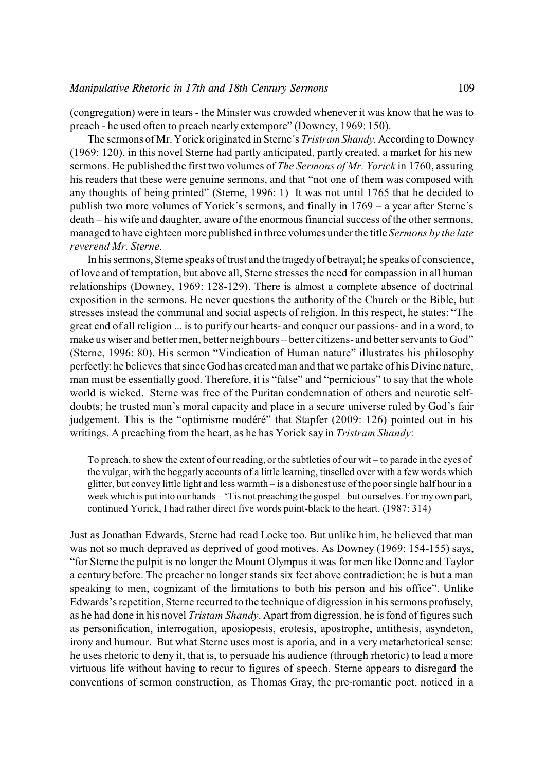(congregation) were in tears - the Minster was crowded whenever it was know that he was to preach - he used often to preach nearly extempore" (Downey, 1969: 150).

The sermons of Mr. Yorick originated in Sterne´s *Tristram Shandy.* According to Downey (1969: 120), in this novel Sterne had partly anticipated, partly created, a market for his new sermons. He published the first two volumes of *The Sermons of Mr. Yorick* in 1760, assuring his readers that these were genuine sermons, and that "not one of them was composed with any thoughts of being printed" (Sterne, 1996: 1) It was not until 1765 that he decided to publish two more volumes of Yorick´s sermons, and finally in 1769 – a year after Sterne´s death – his wife and daughter, aware of the enormous financial success of the other sermons, managed to have eighteen more published in three volumes under the title *Sermons by the late reverend Mr. Sterne*.

In his sermons, Sterne speaks of trust and the tragedy of betrayal; he speaks of conscience, of love and of temptation, but above all, Sterne stresses the need for compassion in all human relationships (Downey, 1969: 128-129). There is almost a complete absence of doctrinal exposition in the sermons. He never questions the authority of the Church or the Bible, but stresses instead the communal and social aspects of religion. In this respect, he states: "The great end of all religion ... is to purify our hearts- and conquer our passions- and in a word, to make us wiser and better men, better neighbours – better citizens- and better servants to God" (Sterne, 1996: 80). His sermon "Vindication of Human nature" illustrates his philosophy perfectly: he believes that since God has created man and that we partake of his Divine nature, man must be essentially good. Therefore, it is "false" and "pernicious" to say that the whole world is wicked. Sterne was free of the Puritan condemnation of others and neurotic self-doubts; he trusted man's moral capacity and place in a secure universe ruled by God's fair judgement. This is the "optimisme modéré" that Stapfer (2009: 126) pointed out in his writings. A preaching from the heart, as he has Yorick say in *Tristram Shandy*:

> To preach, to shew the extent of our reading, or the subtleties of our wit – to parade in the eyes of the vulgar, with the beggarly accounts of a little learning, tinselled over with a few words which glitter, but convey little light and less warmth – is a dishonest use of the poor single half hour in a week which is put into our hands – 'Tis not preaching the gospel –but ourselves. For my own part, continued Yorick, I had rather direct five words point-black to the heart. (1987: 314)

Just as Jonathan Edwards, Sterne had read Locke too. But unlike him, he believed that man was not so much depraved as deprived of good motives. As Downey (1969: 154-155) says, "for Sterne the pulpit is no longer the Mount Olympus it was for men like Donne and Taylor a century before. The preacher no longer stands six feet above contradiction; he is but a man speaking to men, cognizant of the limitations to both his person and his office". Unlike Edwards's repetition, Sterne recurred to the technique of digression in his sermons profusely, as he had done in his novel *Tristam Shandy*. Apart from digression, he is fond of figures such as personification, interrogation, aposiopesis, erotesis, apostrophe, antithesis, asyndeton, irony and humour. But what Sterne uses most is aporia, and in a very metarhetorical sense: he uses rhetoric to deny it, that is, to persuade his audience (through rhetoric) to lead a more virtuous life without having to recur to figures of speech. Sterne appears to disregard the conventions of sermon construction, as Thomas Gray, the pre-romantic poet, noticed in a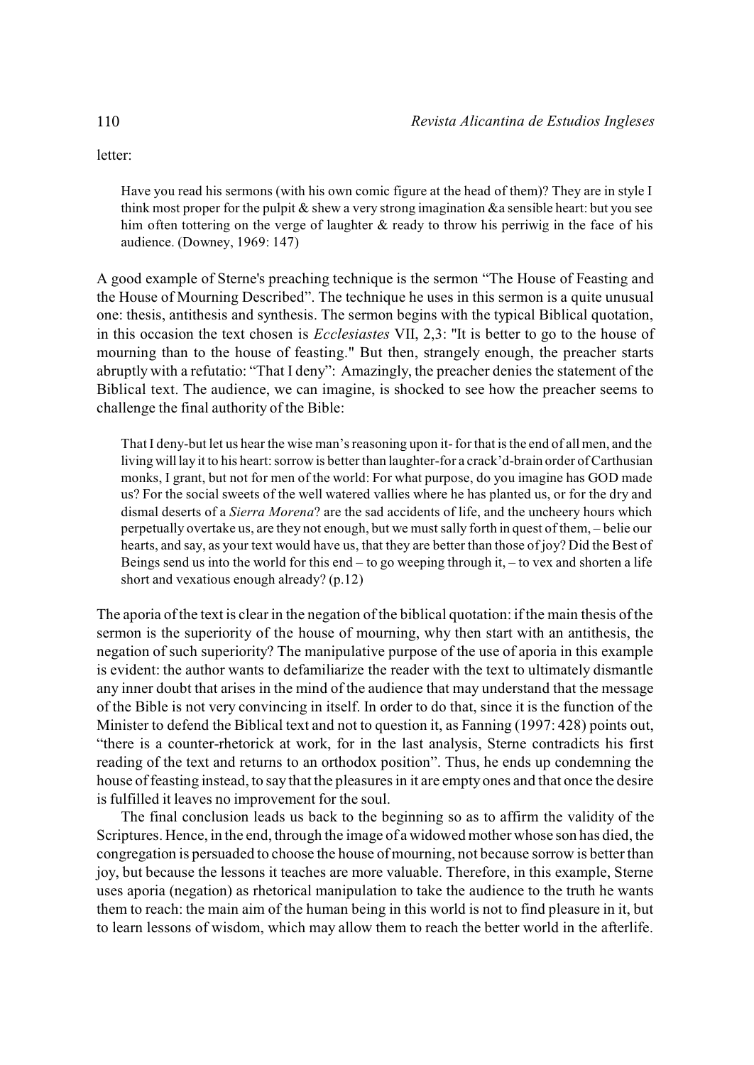letter:

> Have you read his sermons (with his own comic figure at the head of them)? They are in style I think most proper for the pulpit & shew a very strong imagination &a sensible heart: but you see him often tottering on the verge of laughter & ready to throw his perriwig in the face of his audience. (Downey, 1969: 147)

A good example of Sterne's preaching technique is the sermon “The House of Feasting and the House of Mourning Described”. The technique he uses in this sermon is a quite unusual one: thesis, antithesis and synthesis. The sermon begins with the typical Biblical quotation, in this occasion the text chosen is *Ecclesiastes* VII, 2,3: "It is better to go to the house of mourning than to the house of feasting." But then, strangely enough, the preacher starts abruptly with a refutatio: “That I deny”: Amazingly, the preacher denies the statement of the Biblical text. The audience, we can imagine, is shocked to see how the preacher seems to challenge the final authority of the Bible:

> That I deny-but let us hear the wise man’s reasoning upon it- for that is the end of all men, and the living will lay it to his heart: sorrow is better than laughter-for a crack’d-brain order of Carthusian monks, I grant, but not for men of the world: For what purpose, do you imagine has GOD made us? For the social sweets of the well watered vallies where he has planted us, or for the dry and dismal deserts of a *Sierra Morena*? are the sad accidents of life, and the uncheery hours which perpetually overtake us, are they not enough, but we must sally forth in quest of them, – belie our hearts, and say, as your text would have us, that they are better than those of joy? Did the Best of Beings send us into the world for this end – to go weeping through it, – to vex and shorten a life short and vexatious enough already? (p.12)

The aporia of the text is clear in the negation of the biblical quotation: if the main thesis of the sermon is the superiority of the house of mourning, why then start with an antithesis, the negation of such superiority? The manipulative purpose of the use of aporia in this example is evident: the author wants to defamiliarize the reader with the text to ultimately dismantle any inner doubt that arises in the mind of the audience that may understand that the message of the Bible is not very convincing in itself. In order to do that, since it is the function of the Minister to defend the Biblical text and not to question it, as Fanning (1997: 428) points out, “there is a counter-rhetorick at work, for in the last analysis, Sterne contradicts his first reading of the text and returns to an orthodox position”. Thus, he ends up condemning the house of feasting instead, to say that the pleasures in it are empty ones and that once the desire is fulfilled it leaves no improvement for the soul.

The final conclusion leads us back to the beginning so as to affirm the validity of the Scriptures. Hence, in the end, through the image of a widowed mother whose son has died, the congregation is persuaded to choose the house of mourning, not because sorrow is better than joy, but because the lessons it teaches are more valuable. Therefore, in this example, Sterne uses aporia (negation) as rhetorical manipulation to take the audience to the truth he wants them to reach: the main aim of the human being in this world is not to find pleasure in it, but to learn lessons of wisdom, which may allow them to reach the better world in the afterlife.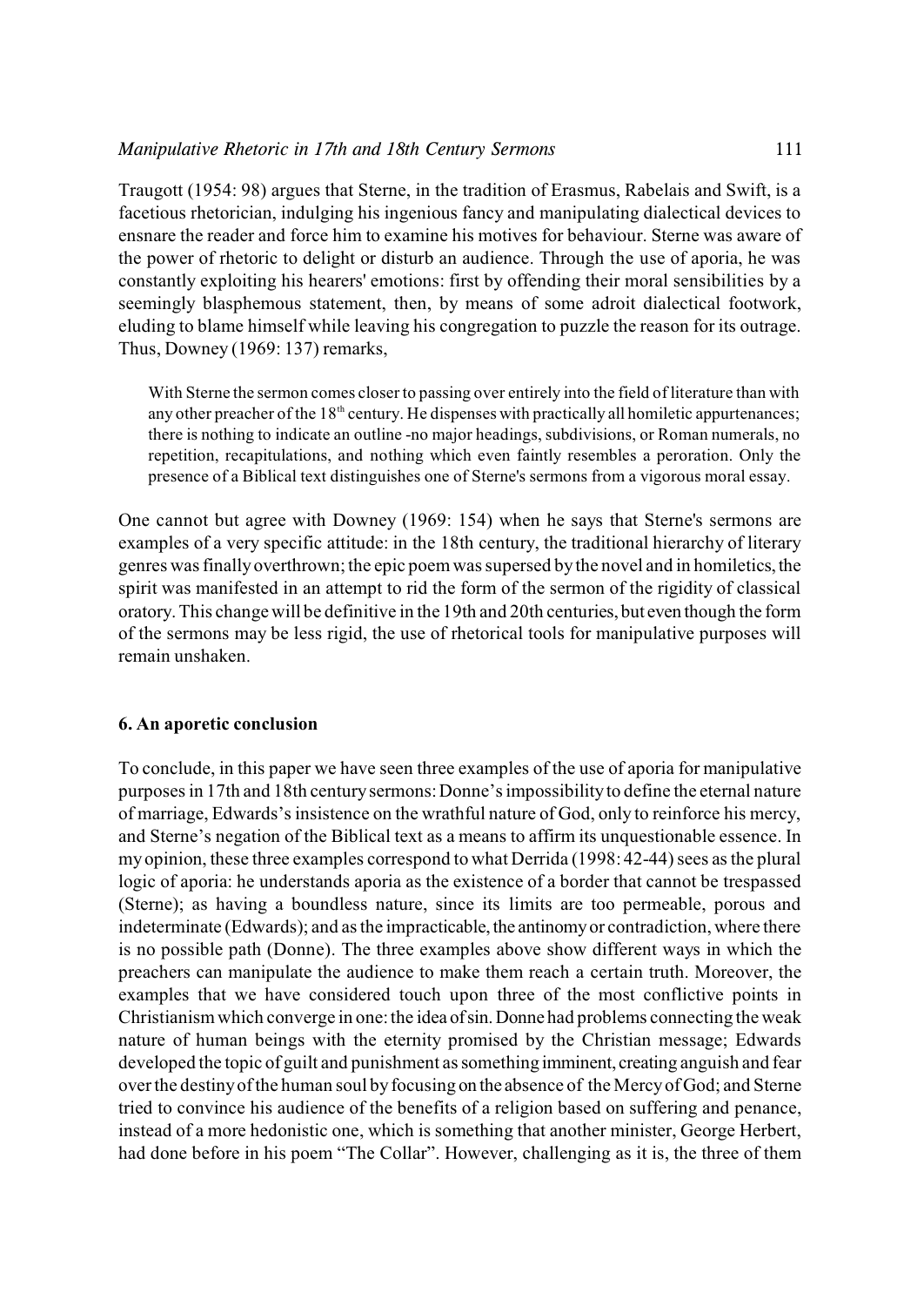Traugott (1954: 98) argues that Sterne, in the tradition of Erasmus, Rabelais and Swift, is a facetious rhetorician, indulging his ingenious fancy and manipulating dialectical devices to ensnare the reader and force him to examine his motives for behaviour. Sterne was aware of the power of rhetoric to delight or disturb an audience. Through the use of aporia, he was constantly exploiting his hearers' emotions: first by offending their moral sensibilities by a seemingly blasphemous statement, then, by means of some adroit dialectical footwork, eluding to blame himself while leaving his congregation to puzzle the reason for its outrage. Thus, Downey (1969: 137) remarks,

> With Sterne the sermon comes closer to passing over entirely into the field of literature than with any other preacher of the 18th century. He dispenses with practically all homiletic appurtenances; there is nothing to indicate an outline -no major headings, subdivisions, or Roman numerals, no repetition, recapitulations, and nothing which even faintly resembles a peroration. Only the presence of a Biblical text distinguishes one of Sterne's sermons from a vigorous moral essay.

One cannot but agree with Downey (1969: 154) when he says that Sterne's sermons are examples of a very specific attitude: in the 18th century, the traditional hierarchy of literary genres was finally overthrown; the epic poem was supersed by the novel and in homiletics, the spirit was manifested in an attempt to rid the form of the sermon of the rigidity of classical oratory. This change will be definitive in the 19th and 20th centuries, but even though the form of the sermons may be less rigid, the use of rhetorical tools for manipulative purposes will remain unshaken.

## 6. An aporetic conclusion

To conclude, in this paper we have seen three examples of the use of aporia for manipulative purposes in 17th and 18th century sermons: Donne's impossibility to define the eternal nature of marriage, Edwards's insistence on the wrathful nature of God, only to reinforce his mercy, and Sterne's negation of the Biblical text as a means to affirm its unquestionable essence. In my opinion, these three examples correspond to what Derrida (1998: 42-44) sees as the plural logic of aporia: he understands aporia as the existence of a border that cannot be trespassed (Sterne); as having a boundless nature, since its limits are too permeable, porous and indeterminate (Edwards); and as the impracticable, the antinomy or contradiction, where there is no possible path (Donne). The three examples above show different ways in which the preachers can manipulate the audience to make them reach a certain truth. Moreover, the examples that we have considered touch upon three of the most conflictive points in Christianism which converge in one: the idea of sin. Donne had problems connecting the weak nature of human beings with the eternity promised by the Christian message; Edwards developed the topic of guilt and punishment as something imminent, creating anguish and fear over the destiny of the human soul by focusing on the absence of the Mercy of God; and Sterne tried to convince his audience of the benefits of a religion based on suffering and penance, instead of a more hedonistic one, which is something that another minister, George Herbert, had done before in his poem "The Collar". However, challenging as it is, the three of them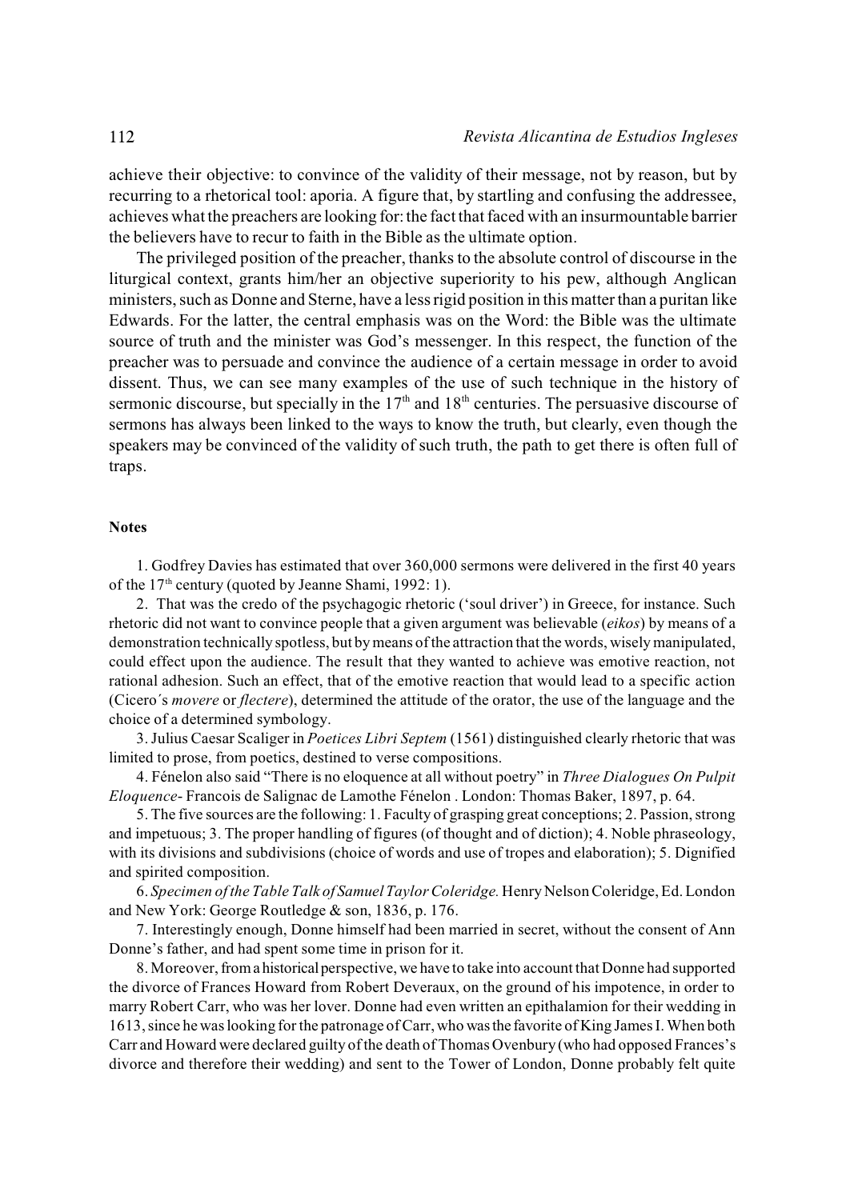achieve their objective: to convince of the validity of their message, not by reason, but by recurring to a rhetorical tool: aporia. A figure that, by startling and confusing the addressee, achieves what the preachers are looking for: the fact that faced with an insurmountable barrier the believers have to recur to faith in the Bible as the ultimate option.

The privileged position of the preacher, thanks to the absolute control of discourse in the liturgical context, grants him/her an objective superiority to his pew, although Anglican ministers, such as Donne and Sterne, have a less rigid position in this matter than a puritan like Edwards. For the latter, the central emphasis was on the Word: the Bible was the ultimate source of truth and the minister was God's messenger. In this respect, the function of the preacher was to persuade and convince the audience of a certain message in order to avoid dissent. Thus, we can see many examples of the use of such technique in the history of sermonic discourse, but specially in the 17th and 18th centuries. The persuasive discourse of sermons has always been linked to the ways to know the truth, but clearly, even though the speakers may be convinced of the validity of such truth, the path to get there is often full of traps.

**Notes**

1. Godfrey Davies has estimated that over 360,000 sermons were delivered in the first 40 years of the 17th century (quoted by Jeanne Shami, 1992: 1).

2. That was the credo of the psychagogic rhetoric ('soul driver') in Greece, for instance. Such rhetoric did not want to convince people that a given argument was believable (*eikos*) by means of a demonstration technically spotless, but by means of the attraction that the words, wisely manipulated, could effect upon the audience. The result that they wanted to achieve was emotive reaction, not rational adhesion. Such an effect, that of the emotive reaction that would lead to a specific action (Cicero´s *movere* or *flectere*), determined the attitude of the orator, the use of the language and the choice of a determined symbology.

3. Julius Caesar Scaliger in *Poetices Libri Septem* (1561) distinguished clearly rhetoric that was limited to prose, from poetics, destined to verse compositions.

4. Fénelon also said "There is no eloquence at all without poetry" in *Three Dialogues On Pulpit Eloquence*- Francois de Salignac de Lamothe Fénelon . London: Thomas Baker, 1897, p. 64.

5. The five sources are the following: 1. Faculty of grasping great conceptions; 2. Passion, strong and impetuous; 3. The proper handling of figures (of thought and of diction); 4. Noble phraseology, with its divisions and subdivisions (choice of words and use of tropes and elaboration); 5. Dignified and spirited composition.

6. *Specimen of the Table Talk of Samuel Taylor Coleridge.* Henry Nelson Coleridge, Ed. London and New York: George Routledge & son, 1836, p. 176.

7. Interestingly enough, Donne himself had been married in secret, without the consent of Ann Donne's father, and had spent some time in prison for it.

8. Moreover, from a historical perspective, we have to take into account that Donne had supported the divorce of Frances Howard from Robert Deveraux, on the ground of his impotence, in order to marry Robert Carr, who was her lover. Donne had even written an epithalamion for their wedding in 1613, since he was looking for the patronage of Carr, who was the favorite of King James I. When both Carr and Howard were declared guilty of the death of Thomas Ovenbury (who had opposed Frances's divorce and therefore their wedding) and sent to the Tower of London, Donne probably felt quite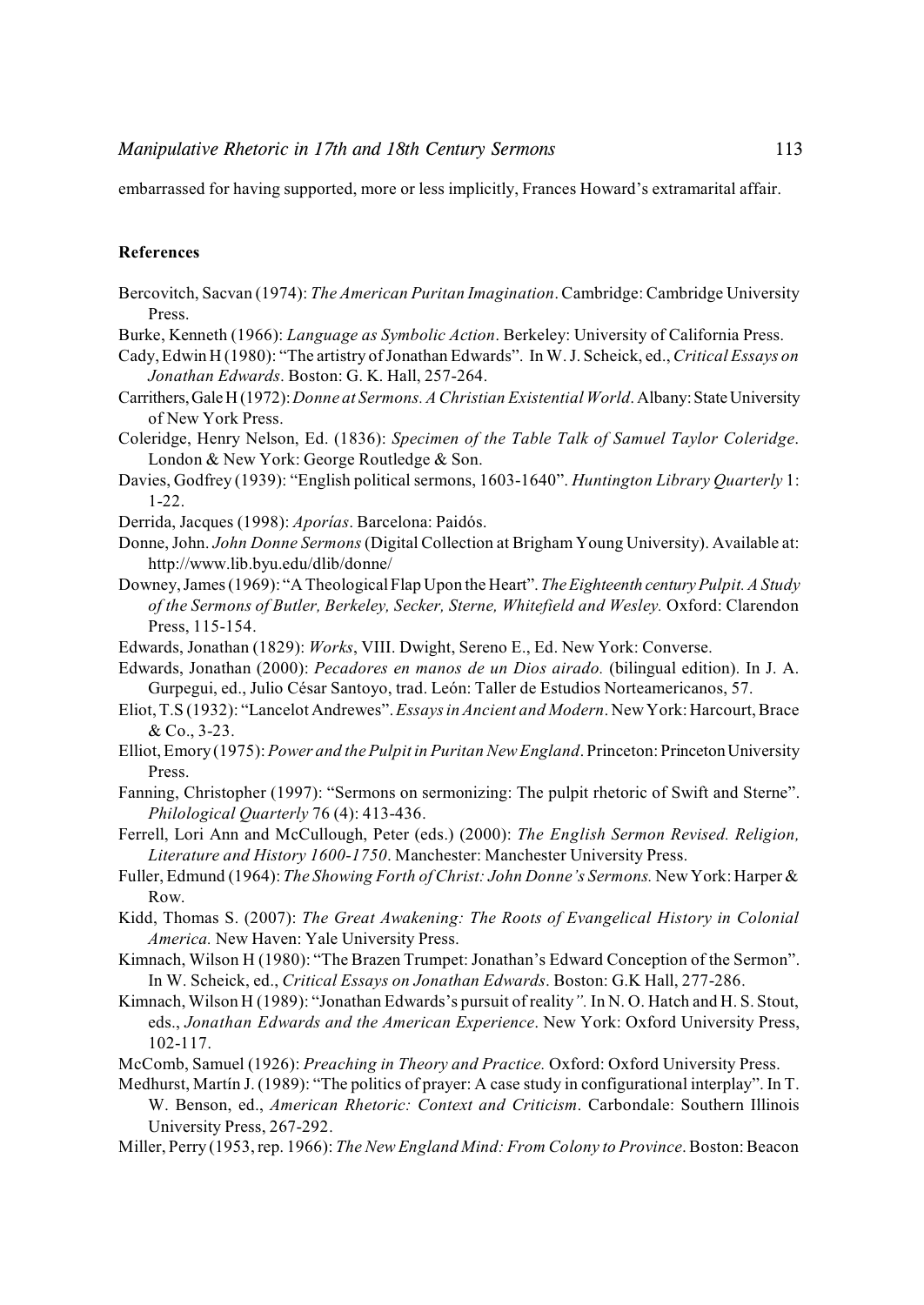embarrassed for having supported, more or less implicitly, Frances Howard's extramarital affair.

**References**

Bercovitch, Sacvan (1974): *The American Puritan Imagination*. Cambridge: Cambridge University Press.

Burke, Kenneth (1966): *Language as Symbolic Action*. Berkeley: University of California Press.

Cady, Edwin H (1980): "The artistry of Jonathan Edwards". In W. J. Scheick, ed., *Critical Essays on Jonathan Edwards*. Boston: G. K. Hall, 257-264.

Carrithers, Gale H (1972): *Donne at Sermons. A Christian Existential World*. Albany: State University of New York Press.

Coleridge, Henry Nelson, Ed. (1836): *Specimen of the Table Talk of Samuel Taylor Coleridge*. London & New York: George Routledge & Son.

Davies, Godfrey (1939): "English political sermons, 1603-1640". *Huntington Library Quarterly* 1: 1-22.

Derrida, Jacques (1998): *Aporías*. Barcelona: Paidós.

Donne, John. *John Donne Sermons* (Digital Collection at Brigham Young University). Available at: http://www.lib.byu.edu/dlib/donne/

Downey, James (1969): "A Theological Flap Upon the Heart". *The Eighteenth century Pulpit. A Study of the Sermons of Butler, Berkeley, Secker, Sterne, Whitefield and Wesley.* Oxford: Clarendon Press, 115-154.

Edwards, Jonathan (1829): *Works*, VIII. Dwight, Sereno E., Ed. New York: Converse.

Edwards, Jonathan (2000): *Pecadores en manos de un Dios airado.* (bilingual edition). In J. A. Gurpegui, ed., Julio César Santoyo, trad. León: Taller de Estudios Norteamericanos, 57.

Eliot, T.S (1932): "Lancelot Andrewes". *Essays in Ancient and Modern*. New York: Harcourt, Brace & Co., 3-23.

Elliot, Emory (1975): *Power and the Pulpit in Puritan New England*. Princeton: Princeton University Press.

Fanning, Christopher (1997): "Sermons on sermonizing: The pulpit rhetoric of Swift and Sterne". *Philological Quarterly* 76 (4): 413-436.

Ferrell, Lori Ann and McCullough, Peter (eds.) (2000): *The English Sermon Revised. Religion, Literature and History 1600-1750*. Manchester: Manchester University Press.

Fuller, Edmund (1964): *The Showing Forth of Christ: John Donne's Sermons.* New York: Harper & Row.

Kidd, Thomas S. (2007): *The Great Awakening: The Roots of Evangelical History in Colonial America.* New Haven: Yale University Press.

Kimnach, Wilson H (1980): "The Brazen Trumpet: Jonathan's Edward Conception of the Sermon". In W. Scheick, ed., *Critical Essays on Jonathan Edwards*. Boston: G.K Hall, 277-286.

Kimnach, Wilson H (1989): "Jonathan Edwards's pursuit of reality*".* In N. O. Hatch and H. S. Stout, eds., *Jonathan Edwards and the American Experience*. New York: Oxford University Press, 102-117.

McComb, Samuel (1926): *Preaching in Theory and Practice.* Oxford: Oxford University Press.

Medhurst, Martín J. (1989): "The politics of prayer: A case study in configurational interplay". In T. W. Benson, ed., *American Rhetoric: Context and Criticism*. Carbondale: Southern Illinois University Press, 267-292.

Miller, Perry (1953, rep. 1966): *The New England Mind: From Colony to Province*. Boston: Beacon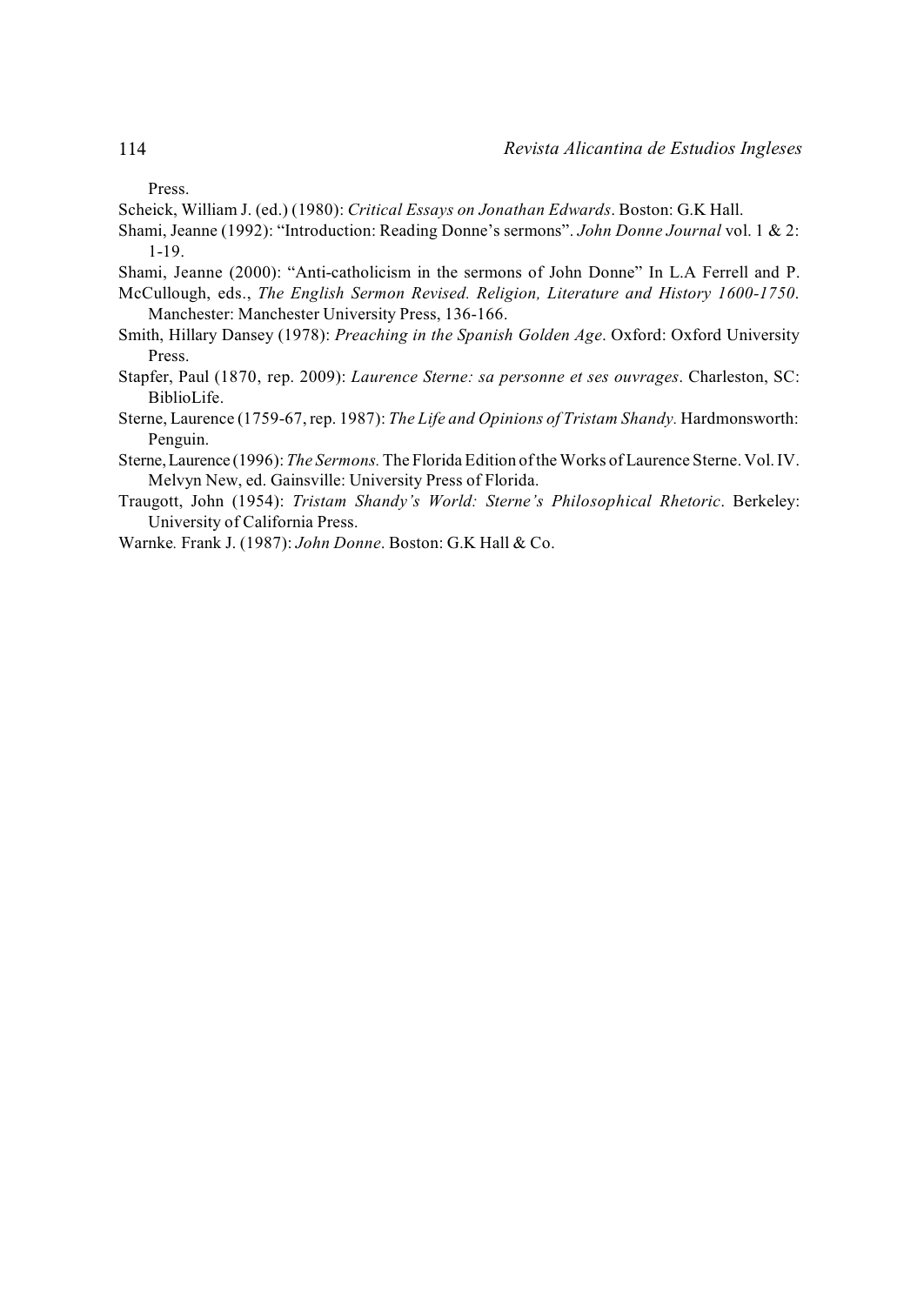Press.

Scheick, William J. (ed.) (1980): *Critical Essays on Jonathan Edwards*. Boston: G.K Hall.

Shami, Jeanne (1992): "Introduction: Reading Donne's sermons". *John Donne Journal* vol. 1 & 2: 1-19.

Shami, Jeanne (2000): "Anti-catholicism in the sermons of John Donne" In L.A Ferrell and P. McCullough, eds., *The English Sermon Revised. Religion, Literature and History 1600-1750*. Manchester: Manchester University Press, 136-166.

Smith, Hillary Dansey (1978): *Preaching in the Spanish Golden Age*. Oxford: Oxford University Press.

Stapfer, Paul (1870, rep. 2009): *Laurence Sterne: sa personne et ses ouvrages*. Charleston, SC: BiblioLife.

Sterne, Laurence (1759-67, rep. 1987): *The Life and Opinions of Tristam Shandy.* Hardmonsworth: Penguin.

Sterne, Laurence (1996): *The Sermons.* The Florida Edition of the Works of Laurence Sterne. Vol. IV. Melvyn New, ed. Gainsville: University Press of Florida.

Traugott, John (1954): *Tristam Shandy's World: Sterne's Philosophical Rhetoric*. Berkeley: University of California Press.

Warnke*.* Frank J. (1987): *John Donne*. Boston: G.K Hall & Co.